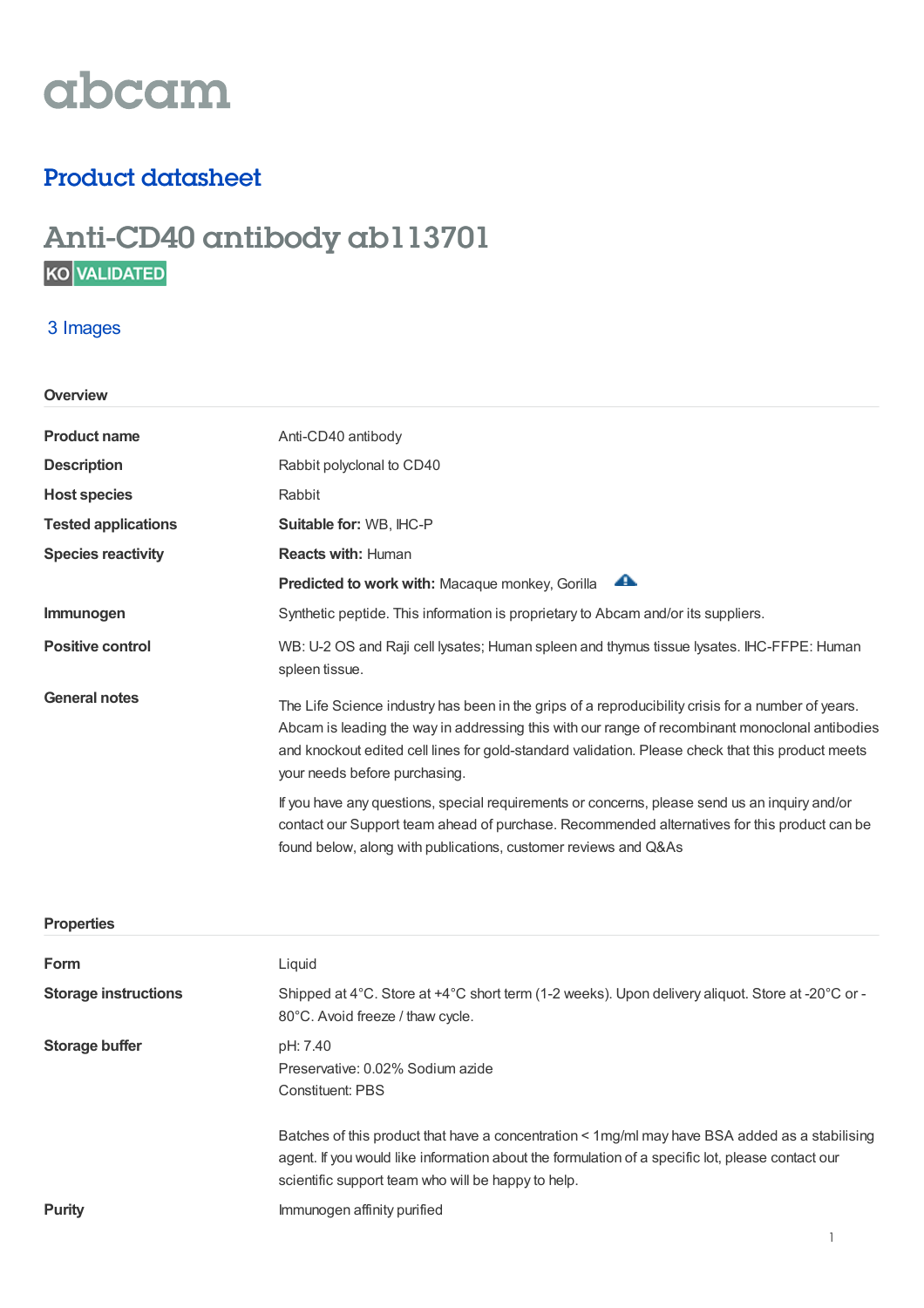abcam

## Product datasheet

# Anti-CD40 antibody ab113701

KO VALIDATED

3 Images

### Overview

| | |
|---|---|
| **Product name** | Anti-CD40 antibody |
| **Description** | Rabbit polyclonal to CD40 |
| **Host species** | Rabbit |
| **Tested applications** | **Suitable for:** WB, IHC-P |
| **Species reactivity** | **Reacts with:** Human |
| | **Predicted to work with:** Macaque monkey, Gorilla |
| **Immunogen** | Synthetic peptide. This information is proprietary to Abcam and/or its suppliers. |
| **Positive control** | WB: U-2 OS and Raji cell lysates; Human spleen and thymus tissue lysates. IHC-FFPE: Human spleen tissue. |
| **General notes** | The Life Science industry has been in the grips of a reproducibility crisis for a number of years. Abcam is leading the way in addressing this with our range of recombinant monoclonal antibodies and knockout edited cell lines for gold-standard validation. Please check that this product meets your needs before purchasing. If you have any questions, special requirements or concerns, please send us an inquiry and/or contact our Support team ahead of purchase. Recommended alternatives for this product can be found below, along with publications, customer reviews and Q&As |

### Properties

| | |
|---|---|
| **Form** | Liquid |
| **Storage instructions** | Shipped at 4°C. Store at +4°C short term (1-2 weeks). Upon delivery aliquot. Store at -20°C or -80°C. Avoid freeze / thaw cycle. |
| **Storage buffer** | pH: 7.40<br>Preservative: 0.02% Sodium azide<br>Constituent: PBS<br><br>Batches of this product that have a concentration < 1mg/ml may have BSA added as a stabilising agent. If you would like information about the formulation of a specific lot, please contact our scientific support team who will be happy to help. |
| **Purity** | Immunogen affinity purified |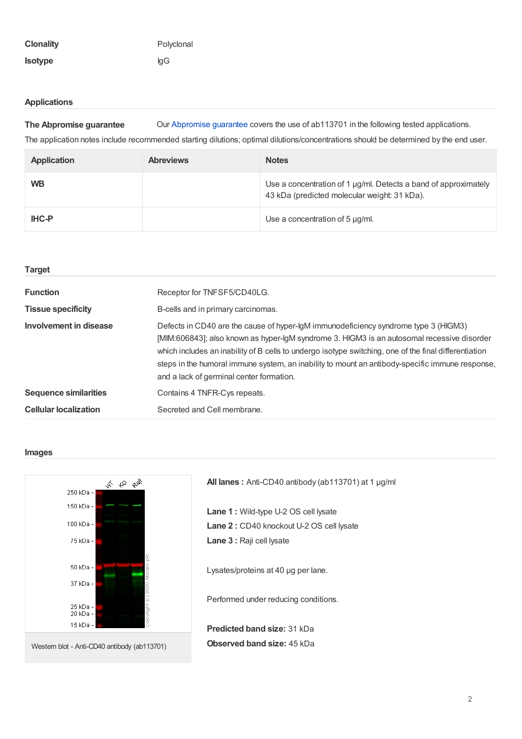| | |
|---|---|
| **Clonality** | Polyclonal |
| **Isotype** | IgG |

## Applications

**The Abpromise guarantee** Our Abpromise guarantee covers the use of ab113701 in the following tested applications.

The application notes include recommended starting dilutions; optimal dilutions/concentrations should be determined by the end user.

| Application | Abreviews | Notes |
|---|---|---|
| **WB** | | Use a concentration of 1 µg/ml. Detects a band of approximately 43 kDa (predicted molecular weight: 31 kDa). |
| **IHC-P** | | Use a concentration of 5 µg/ml. |

## Target

| | |
|---|---|
| **Function** | Receptor for TNFSF5/CD40LG. |
| **Tissue specificity** | B-cells and in primary carcinomas. |
| **Involvement in disease** | Defects in CD40 are the cause of hyper-IgM immunodeficiency syndrome type 3 (HIGM3) [MIM:606843]; also known as hyper-IgM syndrome 3. HIGM3 is an autosomal recessive disorder which includes an inability of B cells to undergo isotype switching, one of the final differentiation steps in the humoral immune system, an inability to mount an antibody-specific immune response, and a lack of germinal center formation. |
| **Sequence similarities** | Contains 4 TNFR-Cys repeats. |
| **Cellular localization** | Secreted and Cell membrane. |

## Images

Western blot - Anti-CD40 antibody (ab113701)

**All lanes :** Anti-CD40 antibody (ab113701) at 1 µg/ml

**Lane 1 :** Wild-type U-2 OS cell lysate
**Lane 2 :** CD40 knockout U-2 OS cell lysate
**Lane 3 :** Raji cell lysate

Lysates/proteins at 40 µg per lane.

Performed under reducing conditions.

**Predicted band size:** 31 kDa
**Observed band size:** 45 kDa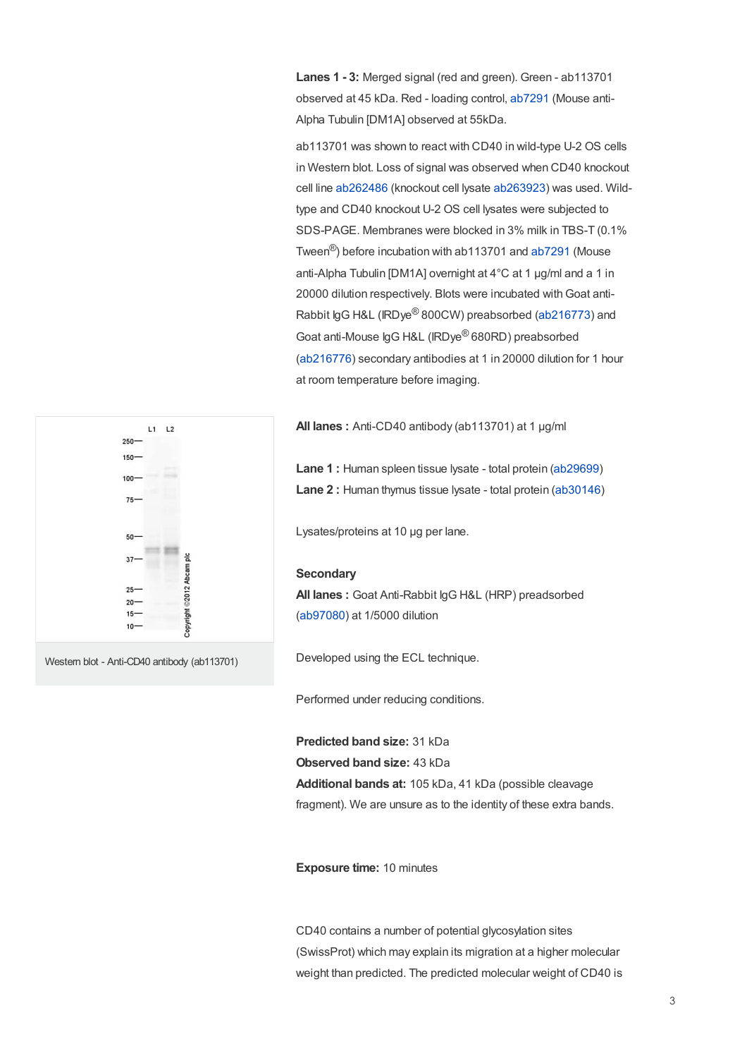**Lanes 1 - 3:** Merged signal (red and green). Green - ab113701 observed at 45 kDa. Red - loading control, ab7291 (Mouse anti-Alpha Tubulin [DM1A] observed at 55kDa.

ab113701 was shown to react with CD40 in wild-type U-2 OS cells in Western blot. Loss of signal was observed when CD40 knockout cell line ab262486 (knockout cell lysate ab263923) was used. Wild-type and CD40 knockout U-2 OS cell lysates were subjected to SDS-PAGE. Membranes were blocked in 3% milk in TBS-T (0.1% Tween®) before incubation with ab113701 and ab7291 (Mouse anti-Alpha Tubulin [DM1A] overnight at 4°C at 1 µg/ml and a 1 in 20000 dilution respectively. Blots were incubated with Goat anti-Rabbit IgG H&L (IRDye® 800CW) preabsorbed (ab216773) and Goat anti-Mouse IgG H&L (IRDye® 680RD) preabsorbed (ab216776) secondary antibodies at 1 in 20000 dilution for 1 hour at room temperature before imaging.

Western blot - Anti-CD40 antibody (ab113701)

**All lanes :** Anti-CD40 antibody (ab113701) at 1 µg/ml

**Lane 1 :** Human spleen tissue lysate - total protein (ab29699)
**Lane 2 :** Human thymus tissue lysate - total protein (ab30146)

Lysates/proteins at 10 µg per lane.

**Secondary**
**All lanes :** Goat Anti-Rabbit IgG H&L (HRP) preadsorbed (ab97080) at 1/5000 dilution

Developed using the ECL technique.

Performed under reducing conditions.

**Predicted band size:** 31 kDa
**Observed band size:** 43 kDa
**Additional bands at:** 105 kDa, 41 kDa (possible cleavage fragment). We are unsure as to the identity of these extra bands.

**Exposure time:** 10 minutes

CD40 contains a number of potential glycosylation sites (SwissProt) which may explain its migration at a higher molecular weight than predicted. The predicted molecular weight of CD40 is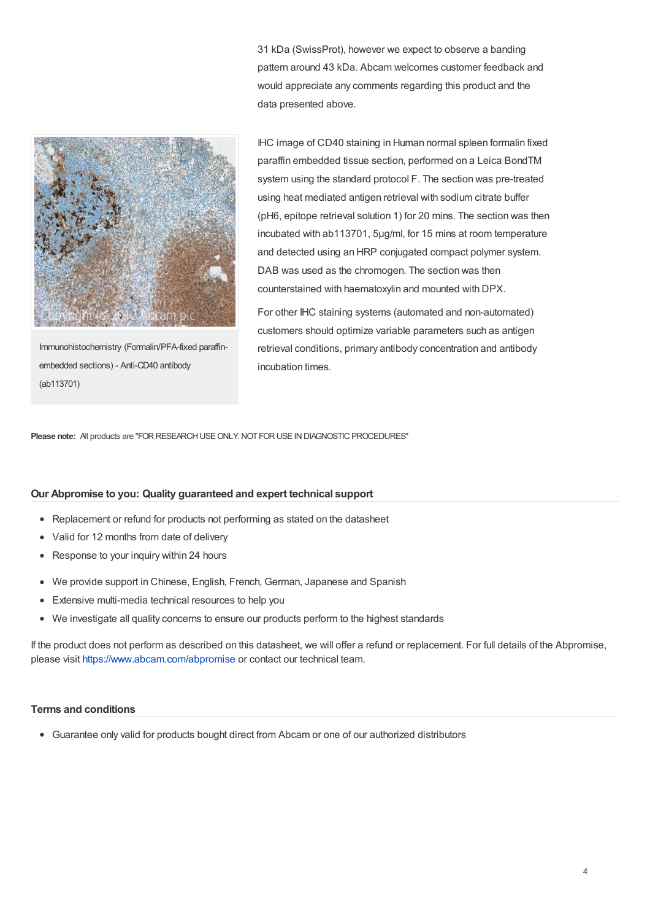31 kDa (SwissProt), however we expect to observe a banding pattern around 43 kDa. Abcam welcomes customer feedback and would appreciate any comments regarding this product and the data presented above.

Immunohistochemistry (Formalin/PFA-fixed paraffin-embedded sections) - Anti-CD40 antibody (ab113701)

IHC image of CD40 staining in Human normal spleen formalin fixed paraffin embedded tissue section, performed on a Leica BondTM system using the standard protocol F. The section was pre-treated using heat mediated antigen retrieval with sodium citrate buffer (pH6, epitope retrieval solution 1) for 20 mins. The section was then incubated with ab113701, 5µg/ml, for 15 mins at room temperature and detected using an HRP conjugated compact polymer system. DAB was used as the chromogen. The section was then counterstained with haematoxylin and mounted with DPX.

For other IHC staining systems (automated and non-automated) customers should optimize variable parameters such as antigen retrieval conditions, primary antibody concentration and antibody incubation times.

**Please note:** All products are "FOR RESEARCH USE ONLY. NOT FOR USE IN DIAGNOSTIC PROCEDURES"

## Our Abpromise to you: Quality guaranteed and expert technical support

- Replacement or refund for products not performing as stated on the datasheet
- Valid for 12 months from date of delivery
- Response to your inquiry within 24 hours
- We provide support in Chinese, English, French, German, Japanese and Spanish
- Extensive multi-media technical resources to help you
- We investigate all quality concerns to ensure our products perform to the highest standards

If the product does not perform as described on this datasheet, we will offer a refund or replacement. For full details of the Abpromise, please visit https://www.abcam.com/abpromise or contact our technical team.

## Terms and conditions

- Guarantee only valid for products bought direct from Abcam or one of our authorized distributors